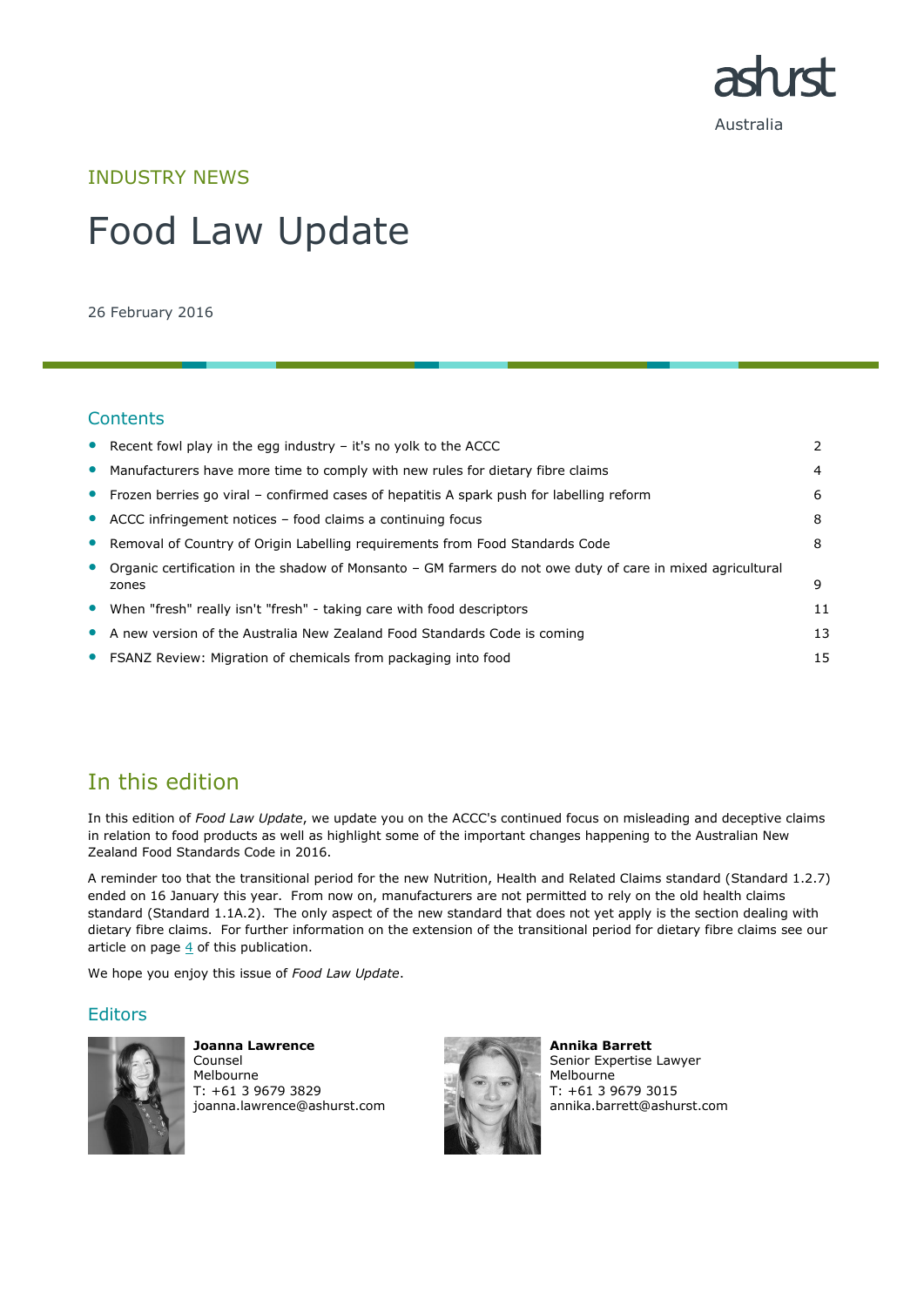ashurst

Australia

INDUSTRY NEWS

# Food Law Update

26 February 2016

## Contents

| | |
|---|---|
| Recent fowl play in the egg industry – it's no yolk to the ACCC | 2 |
| Manufacturers have more time to comply with new rules for dietary fibre claims | 4 |
| Frozen berries go viral – confirmed cases of hepatitis A spark push for labelling reform | 6 |
| ACCC infringement notices – food claims a continuing focus | 8 |
| Removal of Country of Origin Labelling requirements from Food Standards Code | 8 |
| Organic certification in the shadow of Monsanto – GM farmers do not owe duty of care in mixed agricultural zones | 9 |
| When "fresh" really isn't "fresh" - taking care with food descriptors | 11 |
| A new version of the Australia New Zealand Food Standards Code is coming | 13 |
| FSANZ Review: Migration of chemicals from packaging into food | 15 |

## In this edition

In this edition of *Food Law Update*, we update you on the ACCC's continued focus on misleading and deceptive claims in relation to food products as well as highlight some of the important changes happening to the Australian New Zealand Food Standards Code in 2016.

A reminder too that the transitional period for the new Nutrition, Health and Related Claims standard (Standard 1.2.7) ended on 16 January this year. From now on, manufacturers are not permitted to rely on the old health claims standard (Standard 1.1A.2). The only aspect of the new standard that does not yet apply is the section dealing with dietary fibre claims. For further information on the extension of the transitional period for dietary fibre claims see our article on page 4 of this publication.

We hope you enjoy this issue of *Food Law Update*.

## Editors

**Joanna Lawrence**
Counsel
Melbourne
T: +61 3 9679 3829
joanna.lawrence@ashurst.com

**Annika Barrett**
Senior Expertise Lawyer
Melbourne
T: +61 3 9679 3015
annika.barrett@ashurst.com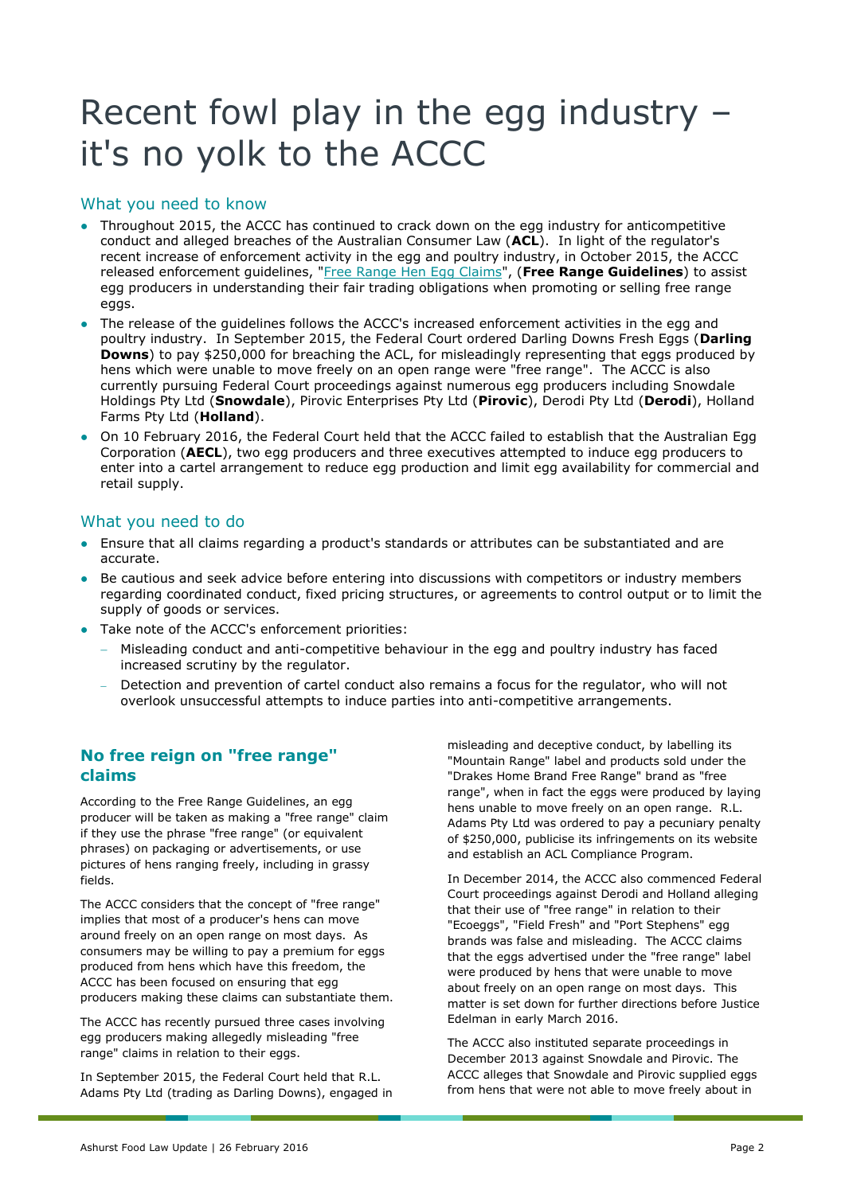# Recent fowl play in the egg industry – it's no yolk to the ACCC

## What you need to know

- Throughout 2015, the ACCC has continued to crack down on the egg industry for anticompetitive conduct and alleged breaches of the Australian Consumer Law (**ACL**). In light of the regulator's recent increase of enforcement activity in the egg and poultry industry, in October 2015, the ACCC released enforcement guidelines, "Free Range Hen Egg Claims", (**Free Range Guidelines**) to assist egg producers in understanding their fair trading obligations when promoting or selling free range eggs.
- The release of the guidelines follows the ACCC's increased enforcement activities in the egg and poultry industry. In September 2015, the Federal Court ordered Darling Downs Fresh Eggs (**Darling Downs**) to pay $250,000 for breaching the ACL, for misleadingly representing that eggs produced by hens which were unable to move freely on an open range were "free range". The ACCC is also currently pursuing Federal Court proceedings against numerous egg producers including Snowdale Holdings Pty Ltd (**Snowdale**), Pirovic Enterprises Pty Ltd (**Pirovic**), Derodi Pty Ltd (**Derodi**), Holland Farms Pty Ltd (**Holland**).
- On 10 February 2016, the Federal Court held that the ACCC failed to establish that the Australian Egg Corporation (**AECL**), two egg producers and three executives attempted to induce egg producers to enter into a cartel arrangement to reduce egg production and limit egg availability for commercial and retail supply.

## What you need to do

- Ensure that all claims regarding a product's standards or attributes can be substantiated and are accurate.
- Be cautious and seek advice before entering into discussions with competitors or industry members regarding coordinated conduct, fixed pricing structures, or agreements to control output or to limit the supply of goods or services.
- Take note of the ACCC's enforcement priorities:
  - Misleading conduct and anti-competitive behaviour in the egg and poultry industry has faced increased scrutiny by the regulator.
  - Detection and prevention of cartel conduct also remains a focus for the regulator, who will not overlook unsuccessful attempts to induce parties into anti-competitive arrangements.

### No free reign on "free range" claims

According to the Free Range Guidelines, an egg producer will be taken as making a "free range" claim if they use the phrase "free range" (or equivalent phrases) on packaging or advertisements, or use pictures of hens ranging freely, including in grassy fields.

The ACCC considers that the concept of "free range" implies that most of a producer's hens can move around freely on an open range on most days. As consumers may be willing to pay a premium for eggs produced from hens which have this freedom, the ACCC has been focused on ensuring that egg producers making these claims can substantiate them.

The ACCC has recently pursued three cases involving egg producers making allegedly misleading "free range" claims in relation to their eggs.

In September 2015, the Federal Court held that R.L. Adams Pty Ltd (trading as Darling Downs), engaged in misleading and deceptive conduct, by labelling its "Mountain Range" label and products sold under the "Drakes Home Brand Free Range" brand as "free range", when in fact the eggs were produced by laying hens unable to move freely on an open range. R.L. Adams Pty Ltd was ordered to pay a pecuniary penalty of $250,000, publicise its infringements on its website and establish an ACL Compliance Program.

In December 2014, the ACCC also commenced Federal Court proceedings against Derodi and Holland alleging that their use of "free range" in relation to their "Ecoeggs", "Field Fresh" and "Port Stephens" egg brands was false and misleading. The ACCC claims that the eggs advertised under the "free range" label were produced by hens that were unable to move about freely on an open range on most days. This matter is set down for further directions before Justice Edelman in early March 2016.

The ACCC also instituted separate proceedings in December 2013 against Snowdale and Pirovic. The ACCC alleges that Snowdale and Pirovic supplied eggs from hens that were not able to move freely about in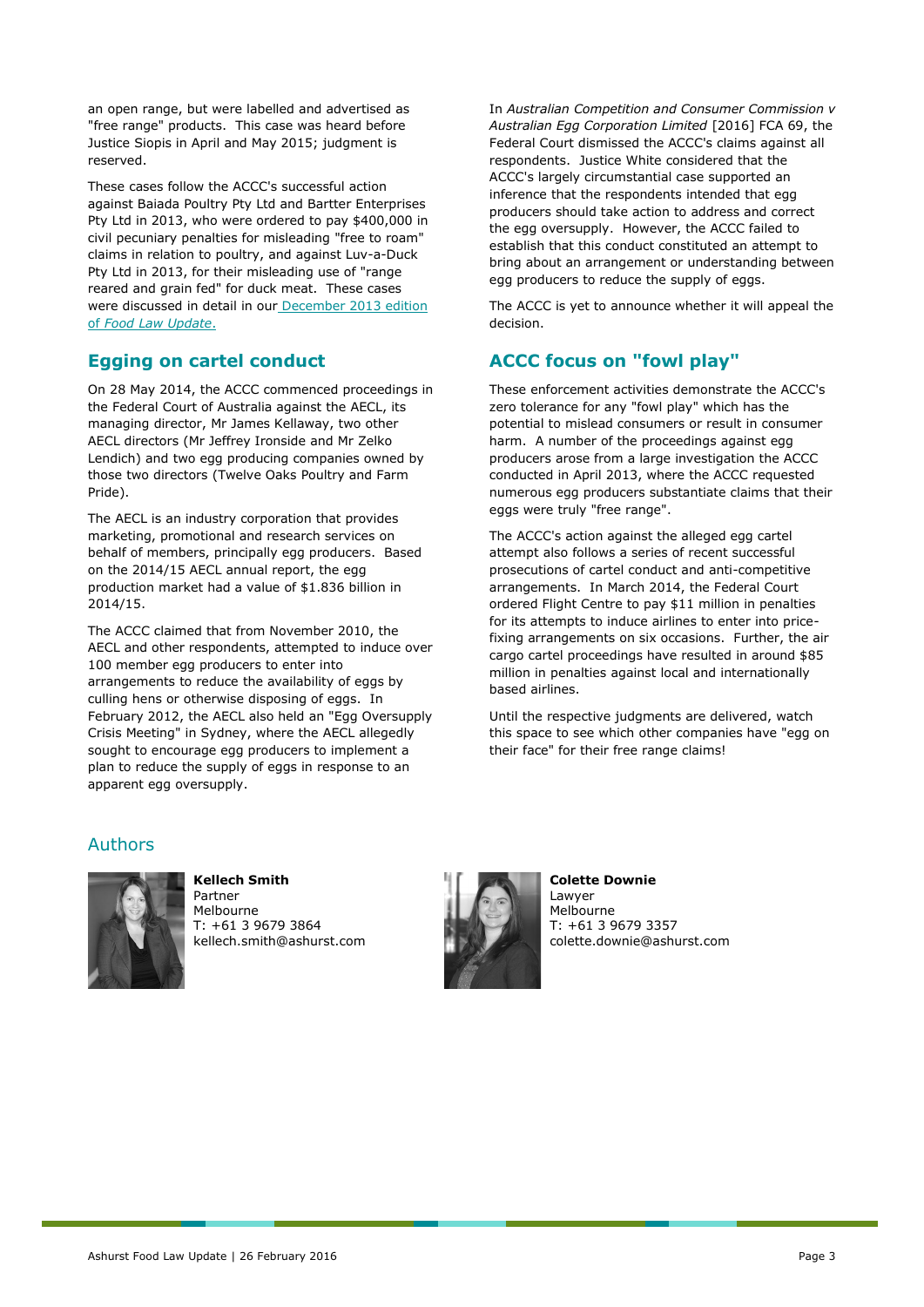an open range, but were labelled and advertised as "free range" products. This case was heard before Justice Siopis in April and May 2015; judgment is reserved.

These cases follow the ACCC's successful action against Baiada Poultry Pty Ltd and Bartter Enterprises Pty Ltd in 2013, who were ordered to pay $400,000 in civil pecuniary penalties for misleading "free to roam" claims in relation to poultry, and against Luv-a-Duck Pty Ltd in 2013, for their misleading use of "range reared and grain fed" for duck meat. These cases were discussed in detail in our [December 2013 edition of *Food Law Update*.]

## Egging on cartel conduct

On 28 May 2014, the ACCC commenced proceedings in the Federal Court of Australia against the AECL, its managing director, Mr James Kellaway, two other AECL directors (Mr Jeffrey Ironside and Mr Zelko Lendich) and two egg producing companies owned by those two directors (Twelve Oaks Poultry and Farm Pride).

The AECL is an industry corporation that provides marketing, promotional and research services on behalf of members, principally egg producers. Based on the 2014/15 AECL annual report, the egg production market had a value of $1.836 billion in 2014/15.

The ACCC claimed that from November 2010, the AECL and other respondents, attempted to induce over 100 member egg producers to enter into arrangements to reduce the availability of eggs by culling hens or otherwise disposing of eggs. In February 2012, the AECL also held an "Egg Oversupply Crisis Meeting" in Sydney, where the AECL allegedly sought to encourage egg producers to implement a plan to reduce the supply of eggs in response to an apparent egg oversupply.

In *Australian Competition and Consumer Commission v Australian Egg Corporation Limited* [2016] FCA 69, the Federal Court dismissed the ACCC's claims against all respondents. Justice White considered that the ACCC's largely circumstantial case supported an inference that the respondents intended that egg producers should take action to address and correct the egg oversupply. However, the ACCC failed to establish that this conduct constituted an attempt to bring about an arrangement or understanding between egg producers to reduce the supply of eggs.

The ACCC is yet to announce whether it will appeal the decision.

## ACCC focus on "fowl play"

These enforcement activities demonstrate the ACCC's zero tolerance for any "fowl play" which has the potential to mislead consumers or result in consumer harm. A number of the proceedings against egg producers arose from a large investigation the ACCC conducted in April 2013, where the ACCC requested numerous egg producers substantiate claims that their eggs were truly "free range".

The ACCC's action against the alleged egg cartel attempt also follows a series of recent successful prosecutions of cartel conduct and anti-competitive arrangements. In March 2014, the Federal Court ordered Flight Centre to pay $11 million in penalties for its attempts to induce airlines to enter into price-fixing arrangements on six occasions. Further, the air cargo cartel proceedings have resulted in around $85 million in penalties against local and internationally based airlines.

Until the respective judgments are delivered, watch this space to see which other companies have "egg on their face" for their free range claims!

## Authors

**Kellech Smith**
Partner
Melbourne
T: +61 3 9679 3864
kellech.smith@ashurst.com

**Colette Downie**
Lawyer
Melbourne
T: +61 3 9679 3357
colette.downie@ashurst.com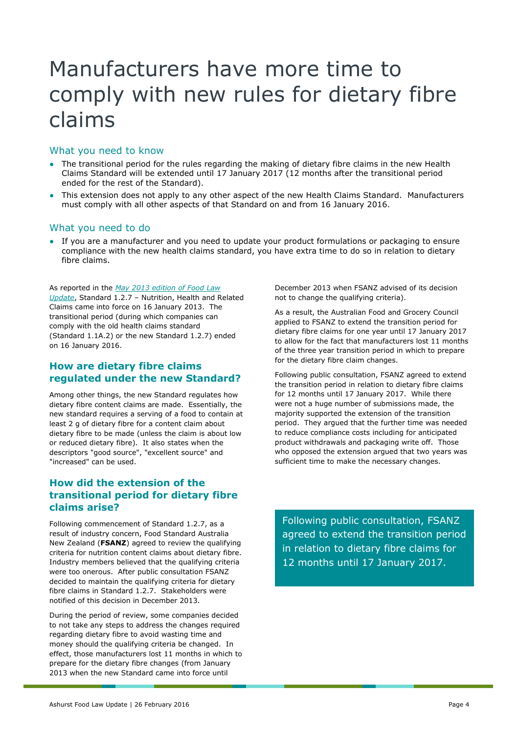# Manufacturers have more time to comply with new rules for dietary fibre claims

## What you need to know

- The transitional period for the rules regarding the making of dietary fibre claims in the new Health Claims Standard will be extended until 17 January 2017 (12 months after the transitional period ended for the rest of the Standard).
- This extension does not apply to any other aspect of the new Health Claims Standard. Manufacturers must comply with all other aspects of that Standard on and from 16 January 2016.

## What you need to do

- If you are a manufacturer and you need to update your product formulations or packaging to ensure compliance with the new health claims standard, you have extra time to do so in relation to dietary fibre claims.

As reported in the *May 2013 edition of Food Law Update*, Standard 1.2.7 – Nutrition, Health and Related Claims came into force on 16 January 2013. The transitional period (during which companies can comply with the old health claims standard (Standard 1.1A.2) or the new Standard 1.2.7) ended on 16 January 2016.

### How are dietary fibre claims regulated under the new Standard?

Among other things, the new Standard regulates how dietary fibre content claims are made. Essentially, the new standard requires a serving of a food to contain at least 2 g of dietary fibre for a content claim about dietary fibre to be made (unless the claim is about low or reduced dietary fibre). It also states when the descriptors "good source", "excellent source" and "increased" can be used.

### How did the extension of the transitional period for dietary fibre claims arise?

Following commencement of Standard 1.2.7, as a result of industry concern, Food Standard Australia New Zealand (**FSANZ**) agreed to review the qualifying criteria for nutrition content claims about dietary fibre. Industry members believed that the qualifying criteria were too onerous. After public consultation FSANZ decided to maintain the qualifying criteria for dietary fibre claims in Standard 1.2.7. Stakeholders were notified of this decision in December 2013.

During the period of review, some companies decided to not take any steps to address the changes required regarding dietary fibre to avoid wasting time and money should the qualifying criteria be changed. In effect, those manufacturers lost 11 months in which to prepare for the dietary fibre changes (from January 2013 when the new Standard came into force until December 2013 when FSANZ advised of its decision not to change the qualifying criteria).

As a result, the Australian Food and Grocery Council applied to FSANZ to extend the transition period for dietary fibre claims for one year until 17 January 2017 to allow for the fact that manufacturers lost 11 months of the three year transition period in which to prepare for the dietary fibre claim changes.

Following public consultation, FSANZ agreed to extend the transition period in relation to dietary fibre claims for 12 months until 17 January 2017. While there were not a huge number of submissions made, the majority supported the extension of the transition period. They argued that the further time was needed to reduce compliance costs including for anticipated product withdrawals and packaging write off. Those who opposed the extension argued that two years was sufficient time to make the necessary changes.

> Following public consultation, FSANZ agreed to extend the transition period in relation to dietary fibre claims for 12 months until 17 January 2017.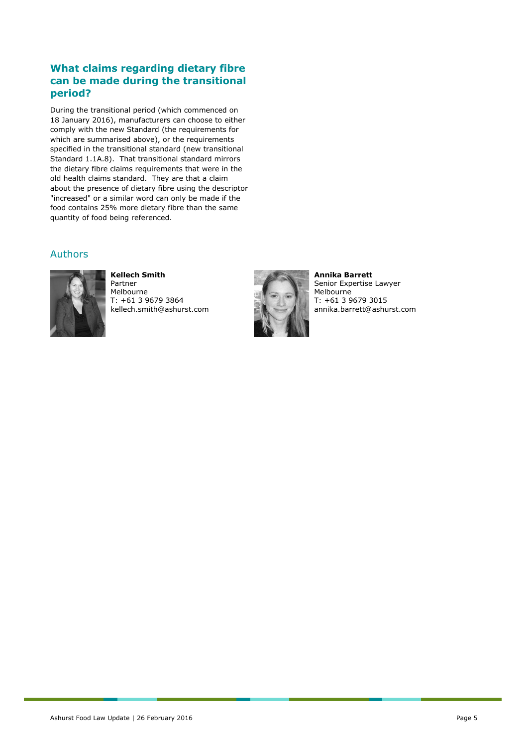## What claims regarding dietary fibre can be made during the transitional period?

During the transitional period (which commenced on 18 January 2016), manufacturers can choose to either comply with the new Standard (the requirements for which are summarised above), or the requirements specified in the transitional standard (new transitional Standard 1.1A.8). That transitional standard mirrors the dietary fibre claims requirements that were in the old health claims standard. They are that a claim about the presence of dietary fibre using the descriptor "increased" or a similar word can only be made if the food contains 25% more dietary fibre than the same quantity of food being referenced.

## Authors

**Kellech Smith**
Partner
Melbourne
T: +61 3 9679 3864
kellech.smith@ashurst.com

**Annika Barrett**
Senior Expertise Lawyer
Melbourne
T: +61 3 9679 3015
annika.barrett@ashurst.com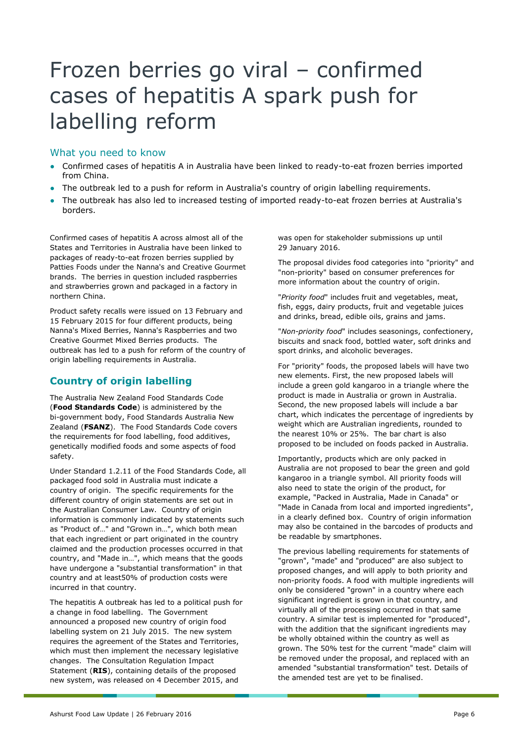# Frozen berries go viral – confirmed cases of hepatitis A spark push for labelling reform

## What you need to know

- Confirmed cases of hepatitis A in Australia have been linked to ready-to-eat frozen berries imported from China.
- The outbreak led to a push for reform in Australia's country of origin labelling requirements.
- The outbreak has also led to increased testing of imported ready-to-eat frozen berries at Australia's borders.

Confirmed cases of hepatitis A across almost all of the States and Territories in Australia have been linked to packages of ready-to-eat frozen berries supplied by Patties Foods under the Nanna's and Creative Gourmet brands. The berries in question included raspberries and strawberries grown and packaged in a factory in northern China.

Product safety recalls were issued on 13 February and 15 February 2015 for four different products, being Nanna's Mixed Berries, Nanna's Raspberries and two Creative Gourmet Mixed Berries products. The outbreak has led to a push for reform of the country of origin labelling requirements in Australia.

## Country of origin labelling

The Australia New Zealand Food Standards Code (**Food Standards Code**) is administered by the bi-government body, Food Standards Australia New Zealand (**FSANZ**). The Food Standards Code covers the requirements for food labelling, food additives, genetically modified foods and some aspects of food safety.

Under Standard 1.2.11 of the Food Standards Code, all packaged food sold in Australia must indicate a country of origin. The specific requirements for the different country of origin statements are set out in the Australian Consumer Law. Country of origin information is commonly indicated by statements such as "Product of…" and "Grown in…", which both mean that each ingredient or part originated in the country claimed and the production processes occurred in that country, and "Made in…", which means that the goods have undergone a "substantial transformation" in that country and at least50% of production costs were incurred in that country.

The hepatitis A outbreak has led to a political push for a change in food labelling. The Government announced a proposed new country of origin food labelling system on 21 July 2015. The new system requires the agreement of the States and Territories, which must then implement the necessary legislative changes. The Consultation Regulation Impact Statement (**RIS**), containing details of the proposed new system, was released on 4 December 2015, and was open for stakeholder submissions up until 29 January 2016.

The proposal divides food categories into "priority" and "non-priority" based on consumer preferences for more information about the country of origin.

"*Priority food*" includes fruit and vegetables, meat, fish, eggs, dairy products, fruit and vegetable juices and drinks, bread, edible oils, grains and jams.

"*Non-priority food*" includes seasonings, confectionery, biscuits and snack food, bottled water, soft drinks and sport drinks, and alcoholic beverages.

For "priority" foods, the proposed labels will have two new elements. First, the new proposed labels will include a green gold kangaroo in a triangle where the product is made in Australia or grown in Australia. Second, the new proposed labels will include a bar chart, which indicates the percentage of ingredients by weight which are Australian ingredients, rounded to the nearest 10% or 25%. The bar chart is also proposed to be included on foods packed in Australia.

Importantly, products which are only packed in Australia are not proposed to bear the green and gold kangaroo in a triangle symbol. All priority foods will also need to state the origin of the product, for example, "Packed in Australia, Made in Canada" or "Made in Canada from local and imported ingredients", in a clearly defined box. Country of origin information may also be contained in the barcodes of products and be readable by smartphones.

The previous labelling requirements for statements of "grown", "made" and "produced" are also subject to proposed changes, and will apply to both priority and non-priority foods. A food with multiple ingredients will only be considered "grown" in a country where each significant ingredient is grown in that country, and virtually all of the processing occurred in that same country. A similar test is implemented for "produced", with the addition that the significant ingredients may be wholly obtained within the country as well as grown. The 50% test for the current "made" claim will be removed under the proposal, and replaced with an amended "substantial transformation" test. Details of the amended test are yet to be finalised.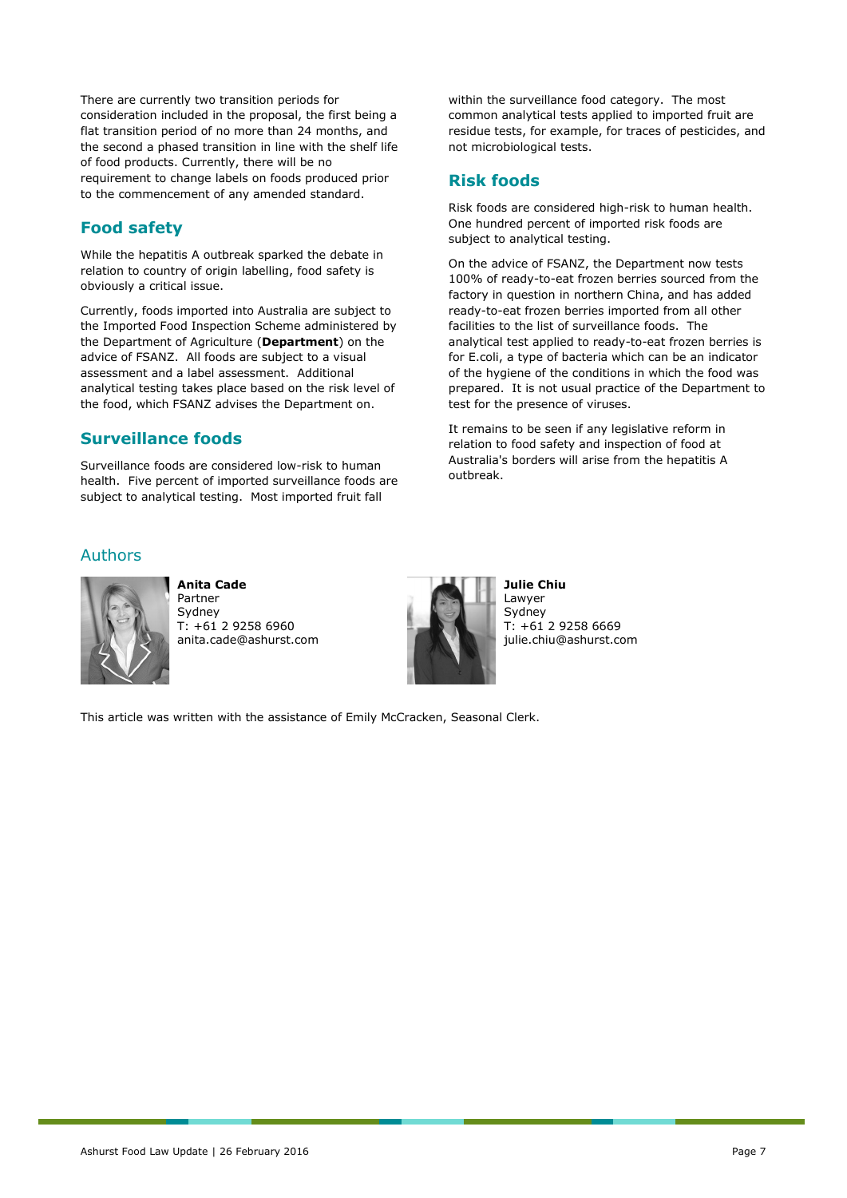There are currently two transition periods for consideration included in the proposal, the first being a flat transition period of no more than 24 months, and the second a phased transition in line with the shelf life of food products. Currently, there will be no requirement to change labels on foods produced prior to the commencement of any amended standard.

## Food safety

While the hepatitis A outbreak sparked the debate in relation to country of origin labelling, food safety is obviously a critical issue.

Currently, foods imported into Australia are subject to the Imported Food Inspection Scheme administered by the Department of Agriculture (**Department**) on the advice of FSANZ. All foods are subject to a visual assessment and a label assessment. Additional analytical testing takes place based on the risk level of the food, which FSANZ advises the Department on.

## Surveillance foods

Surveillance foods are considered low-risk to human health. Five percent of imported surveillance foods are subject to analytical testing. Most imported fruit fall within the surveillance food category. The most common analytical tests applied to imported fruit are residue tests, for example, for traces of pesticides, and not microbiological tests.

## Risk foods

Risk foods are considered high-risk to human health. One hundred percent of imported risk foods are subject to analytical testing.

On the advice of FSANZ, the Department now tests 100% of ready-to-eat frozen berries sourced from the factory in question in northern China, and has added ready-to-eat frozen berries imported from all other facilities to the list of surveillance foods. The analytical test applied to ready-to-eat frozen berries is for E.coli, a type of bacteria which can be an indicator of the hygiene of the conditions in which the food was prepared. It is not usual practice of the Department to test for the presence of viruses.

It remains to be seen if any legislative reform in relation to food safety and inspection of food at Australia's borders will arise from the hepatitis A outbreak.

## Authors

**Anita Cade**
Partner
Sydney
T: +61 2 9258 6960
anita.cade@ashurst.com

**Julie Chiu**
Lawyer
Sydney
T: +61 2 9258 6669
julie.chiu@ashurst.com

This article was written with the assistance of Emily McCracken, Seasonal Clerk.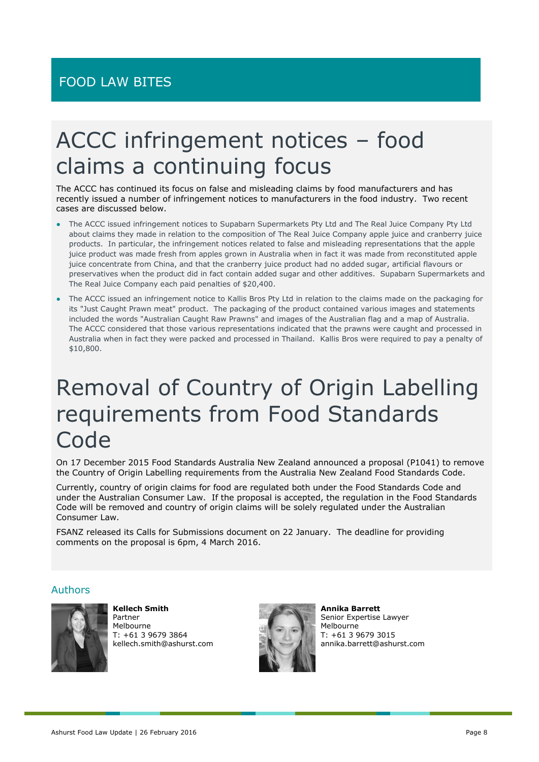FOOD LAW BITES

# ACCC infringement notices – food claims a continuing focus

The ACCC has continued its focus on false and misleading claims by food manufacturers and has recently issued a number of infringement notices to manufacturers in the food industry. Two recent cases are discussed below.

- The ACCC issued infringement notices to Supabarn Supermarkets Pty Ltd and The Real Juice Company Pty Ltd about claims they made in relation to the composition of The Real Juice Company apple juice and cranberry juice products. In particular, the infringement notices related to false and misleading representations that the apple juice product was made fresh from apples grown in Australia when in fact it was made from reconstituted apple juice concentrate from China, and that the cranberry juice product had no added sugar, artificial flavours or preservatives when the product did in fact contain added sugar and other additives. Supabarn Supermarkets and The Real Juice Company each paid penalties of $20,400.
- The ACCC issued an infringement notice to Kallis Bros Pty Ltd in relation to the claims made on the packaging for its "Just Caught Prawn meat" product. The packaging of the product contained various images and statements included the words "Australian Caught Raw Prawns" and images of the Australian flag and a map of Australia. The ACCC considered that those various representations indicated that the prawns were caught and processed in Australia when in fact they were packed and processed in Thailand. Kallis Bros were required to pay a penalty of $10,800.

# Removal of Country of Origin Labelling requirements from Food Standards Code

On 17 December 2015 Food Standards Australia New Zealand announced a proposal (P1041) to remove the Country of Origin Labelling requirements from the Australia New Zealand Food Standards Code.

Currently, country of origin claims for food are regulated both under the Food Standards Code and under the Australian Consumer Law. If the proposal is accepted, the regulation in the Food Standards Code will be removed and country of origin claims will be solely regulated under the Australian Consumer Law.

FSANZ released its Calls for Submissions document on 22 January. The deadline for providing comments on the proposal is 6pm, 4 March 2016.

## Authors

**Kellech Smith**
Partner
Melbourne
T: +61 3 9679 3864
kellech.smith@ashurst.com

**Annika Barrett**
Senior Expertise Lawyer
Melbourne
T: +61 3 9679 3015
annika.barrett@ashurst.com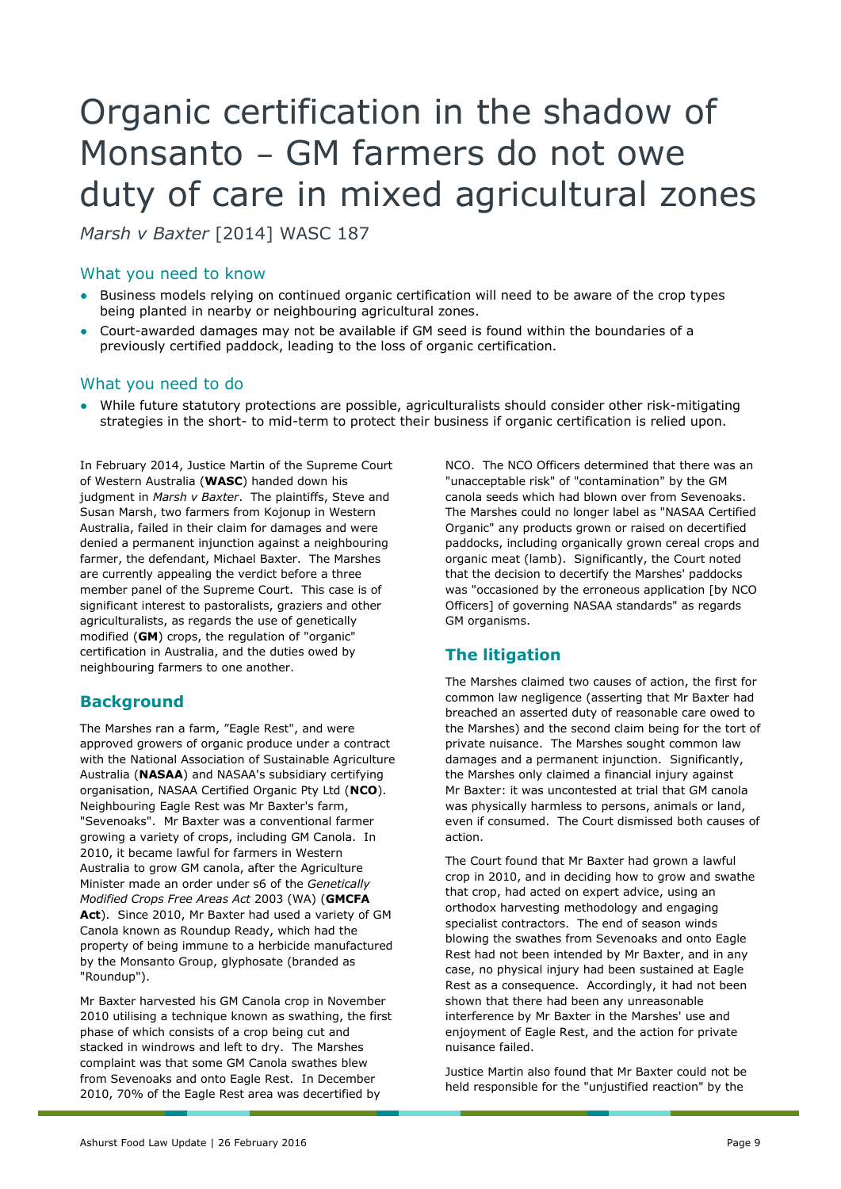# Organic certification in the shadow of Monsanto – GM farmers do not owe duty of care in mixed agricultural zones

*Marsh v Baxter* [2014] WASC 187

## What you need to know

- Business models relying on continued organic certification will need to be aware of the crop types being planted in nearby or neighbouring agricultural zones.
- Court-awarded damages may not be available if GM seed is found within the boundaries of a previously certified paddock, leading to the loss of organic certification.

## What you need to do

- While future statutory protections are possible, agriculturalists should consider other risk-mitigating strategies in the short- to mid-term to protect their business if organic certification is relied upon.

In February 2014, Justice Martin of the Supreme Court of Western Australia (**WASC**) handed down his judgment in *Marsh v Baxter*. The plaintiffs, Steve and Susan Marsh, two farmers from Kojonup in Western Australia, failed in their claim for damages and were denied a permanent injunction against a neighbouring farmer, the defendant, Michael Baxter. The Marshes are currently appealing the verdict before a three member panel of the Supreme Court. This case is of significant interest to pastoralists, graziers and other agriculturalists, as regards the use of genetically modified (**GM**) crops, the regulation of "organic" certification in Australia, and the duties owed by neighbouring farmers to one another.

## Background

The Marshes ran a farm, "Eagle Rest", and were approved growers of organic produce under a contract with the National Association of Sustainable Agriculture Australia (**NASAA**) and NASAA's subsidiary certifying organisation, NASAA Certified Organic Pty Ltd (**NCO**). Neighbouring Eagle Rest was Mr Baxter's farm, "Sevenoaks". Mr Baxter was a conventional farmer growing a variety of crops, including GM Canola. In 2010, it became lawful for farmers in Western Australia to grow GM canola, after the Agriculture Minister made an order under s6 of the *Genetically Modified Crops Free Areas Act* 2003 (WA) (**GMCFA Act**). Since 2010, Mr Baxter had used a variety of GM Canola known as Roundup Ready, which had the property of being immune to a herbicide manufactured by the Monsanto Group, glyphosate (branded as "Roundup").

Mr Baxter harvested his GM Canola crop in November 2010 utilising a technique known as swathing, the first phase of which consists of a crop being cut and stacked in windrows and left to dry. The Marshes complaint was that some GM Canola swathes blew from Sevenoaks and onto Eagle Rest. In December 2010, 70% of the Eagle Rest area was decertified by NCO. The NCO Officers determined that there was an "unacceptable risk" of "contamination" by the GM canola seeds which had blown over from Sevenoaks. The Marshes could no longer label as "NASAA Certified Organic" any products grown or raised on decertified paddocks, including organically grown cereal crops and organic meat (lamb). Significantly, the Court noted that the decision to decertify the Marshes' paddocks was "occasioned by the erroneous application [by NCO Officers] of governing NASAA standards" as regards GM organisms.

## The litigation

The Marshes claimed two causes of action, the first for common law negligence (asserting that Mr Baxter had breached an asserted duty of reasonable care owed to the Marshes) and the second claim being for the tort of private nuisance. The Marshes sought common law damages and a permanent injunction. Significantly, the Marshes only claimed a financial injury against Mr Baxter: it was uncontested at trial that GM canola was physically harmless to persons, animals or land, even if consumed. The Court dismissed both causes of action.

The Court found that Mr Baxter had grown a lawful crop in 2010, and in deciding how to grow and swathe that crop, had acted on expert advice, using an orthodox harvesting methodology and engaging specialist contractors. The end of season winds blowing the swathes from Sevenoaks and onto Eagle Rest had not been intended by Mr Baxter, and in any case, no physical injury had been sustained at Eagle Rest as a consequence. Accordingly, it had not been shown that there had been any unreasonable interference by Mr Baxter in the Marshes' use and enjoyment of Eagle Rest, and the action for private nuisance failed.

Justice Martin also found that Mr Baxter could not be held responsible for the "unjustified reaction" by the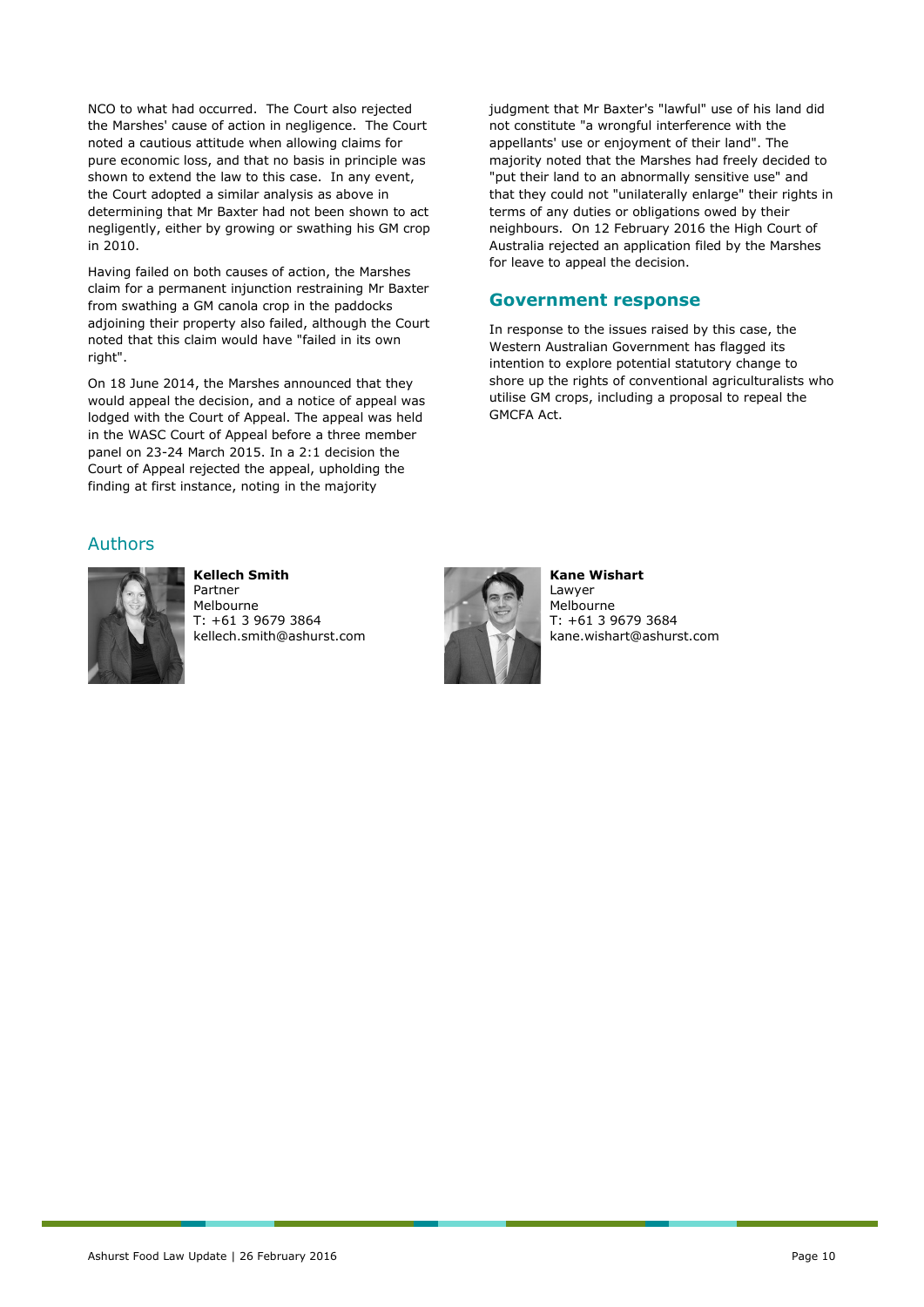NCO to what had occurred. The Court also rejected the Marshes' cause of action in negligence. The Court noted a cautious attitude when allowing claims for pure economic loss, and that no basis in principle was shown to extend the law to this case. In any event, the Court adopted a similar analysis as above in determining that Mr Baxter had not been shown to act negligently, either by growing or swathing his GM crop in 2010.

Having failed on both causes of action, the Marshes claim for a permanent injunction restraining Mr Baxter from swathing a GM canola crop in the paddocks adjoining their property also failed, although the Court noted that this claim would have "failed in its own right".

On 18 June 2014, the Marshes announced that they would appeal the decision, and a notice of appeal was lodged with the Court of Appeal. The appeal was held in the WASC Court of Appeal before a three member panel on 23-24 March 2015. In a 2:1 decision the Court of Appeal rejected the appeal, upholding the finding at first instance, noting in the majority judgment that Mr Baxter's "lawful" use of his land did not constitute "a wrongful interference with the appellants' use or enjoyment of their land". The majority noted that the Marshes had freely decided to "put their land to an abnormally sensitive use" and that they could not "unilaterally enlarge" their rights in terms of any duties or obligations owed by their neighbours. On 12 February 2016 the High Court of Australia rejected an application filed by the Marshes for leave to appeal the decision.

## Government response

In response to the issues raised by this case, the Western Australian Government has flagged its intention to explore potential statutory change to shore up the rights of conventional agriculturalists who utilise GM crops, including a proposal to repeal the GMCFA Act.

## Authors

**Kellech Smith**
Partner
Melbourne
T: +61 3 9679 3864
kellech.smith@ashurst.com

**Kane Wishart**
Lawyer
Melbourne
T: +61 3 9679 3684
kane.wishart@ashurst.com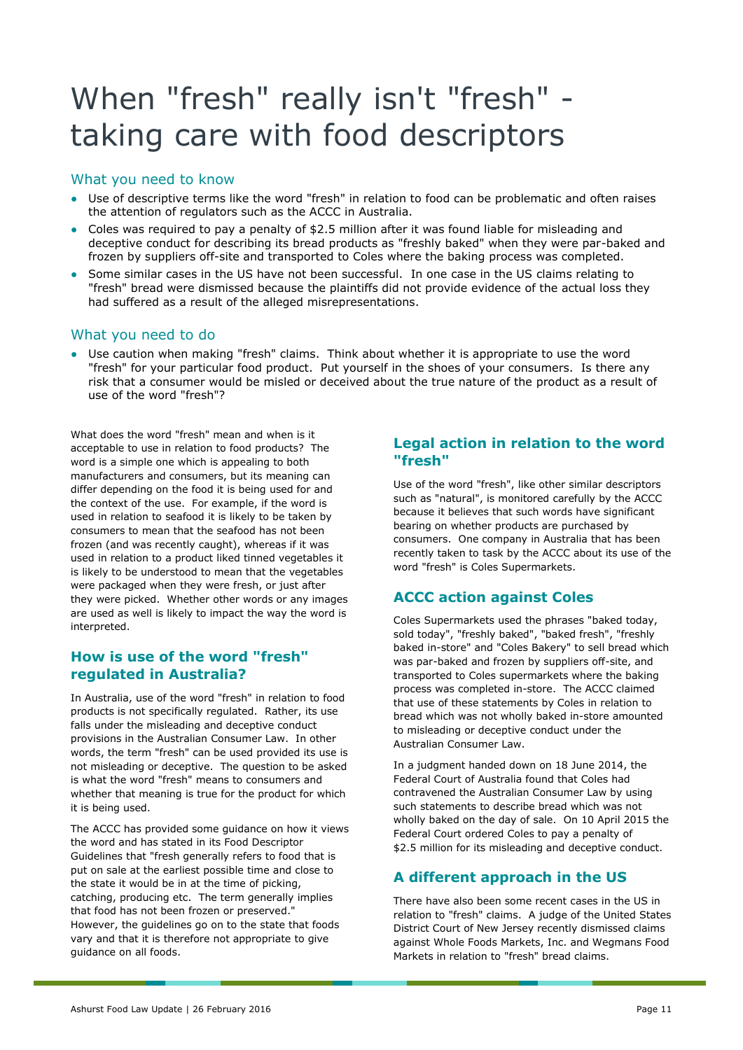# When "fresh" really isn't "fresh" - taking care with food descriptors

## What you need to know

- Use of descriptive terms like the word "fresh" in relation to food can be problematic and often raises the attention of regulators such as the ACCC in Australia.
- Coles was required to pay a penalty of $2.5 million after it was found liable for misleading and deceptive conduct for describing its bread products as "freshly baked" when they were par-baked and frozen by suppliers off-site and transported to Coles where the baking process was completed.
- Some similar cases in the US have not been successful. In one case in the US claims relating to "fresh" bread were dismissed because the plaintiffs did not provide evidence of the actual loss they had suffered as a result of the alleged misrepresentations.

## What you need to do

- Use caution when making "fresh" claims. Think about whether it is appropriate to use the word "fresh" for your particular food product. Put yourself in the shoes of your consumers. Is there any risk that a consumer would be misled or deceived about the true nature of the product as a result of use of the word "fresh"?

What does the word "fresh" mean and when is it acceptable to use in relation to food products? The word is a simple one which is appealing to both manufacturers and consumers, but its meaning can differ depending on the food it is being used for and the context of the use. For example, if the word is used in relation to seafood it is likely to be taken by consumers to mean that the seafood has not been frozen (and was recently caught), whereas if it was used in relation to a product liked tinned vegetables it is likely to be understood to mean that the vegetables were packaged when they were fresh, or just after they were picked. Whether other words or any images are used as well is likely to impact the way the word is interpreted.

### How is use of the word "fresh" regulated in Australia?

In Australia, use of the word "fresh" in relation to food products is not specifically regulated. Rather, its use falls under the misleading and deceptive conduct provisions in the Australian Consumer Law. In other words, the term "fresh" can be used provided its use is not misleading or deceptive. The question to be asked is what the word "fresh" means to consumers and whether that meaning is true for the product for which it is being used.

The ACCC has provided some guidance on how it views the word and has stated in its Food Descriptor Guidelines that "fresh generally refers to food that is put on sale at the earliest possible time and close to the state it would be in at the time of picking, catching, producing etc. The term generally implies that food has not been frozen or preserved." However, the guidelines go on to the state that foods vary and that it is therefore not appropriate to give guidance on all foods.

### Legal action in relation to the word "fresh"

Use of the word "fresh", like other similar descriptors such as "natural", is monitored carefully by the ACCC because it believes that such words have significant bearing on whether products are purchased by consumers. One company in Australia that has been recently taken to task by the ACCC about its use of the word "fresh" is Coles Supermarkets.

### ACCC action against Coles

Coles Supermarkets used the phrases "baked today, sold today", "freshly baked", "baked fresh", "freshly baked in-store" and "Coles Bakery" to sell bread which was par-baked and frozen by suppliers off-site, and transported to Coles supermarkets where the baking process was completed in-store. The ACCC claimed that use of these statements by Coles in relation to bread which was not wholly baked in-store amounted to misleading or deceptive conduct under the Australian Consumer Law.

In a judgment handed down on 18 June 2014, the Federal Court of Australia found that Coles had contravened the Australian Consumer Law by using such statements to describe bread which was not wholly baked on the day of sale. On 10 April 2015 the Federal Court ordered Coles to pay a penalty of $2.5 million for its misleading and deceptive conduct.

### A different approach in the US

There have also been some recent cases in the US in relation to "fresh" claims. A judge of the United States District Court of New Jersey recently dismissed claims against Whole Foods Markets, Inc. and Wegmans Food Markets in relation to "fresh" bread claims.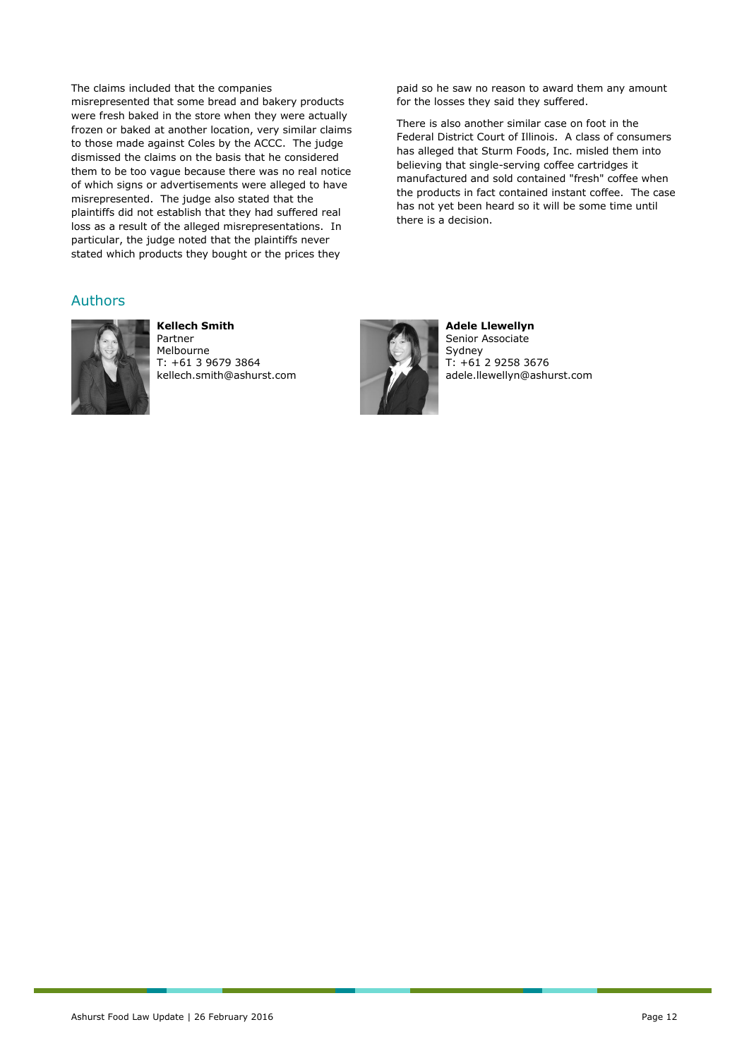The claims included that the companies misrepresented that some bread and bakery products were fresh baked in the store when they were actually frozen or baked at another location, very similar claims to those made against Coles by the ACCC. The judge dismissed the claims on the basis that he considered them to be too vague because there was no real notice of which signs or advertisements were alleged to have misrepresented. The judge also stated that the plaintiffs did not establish that they had suffered real loss as a result of the alleged misrepresentations. In particular, the judge noted that the plaintiffs never stated which products they bought or the prices they paid so he saw no reason to award them any amount for the losses they said they suffered.

There is also another similar case on foot in the Federal District Court of Illinois. A class of consumers has alleged that Sturm Foods, Inc. misled them into believing that single-serving coffee cartridges it manufactured and sold contained "fresh" coffee when the products in fact contained instant coffee. The case has not yet been heard so it will be some time until there is a decision.

## Authors

**Kellech Smith**
Partner
Melbourne
T: +61 3 9679 3864
kellech.smith@ashurst.com

**Adele Llewellyn**
Senior Associate
Sydney
T: +61 2 9258 3676
adele.llewellyn@ashurst.com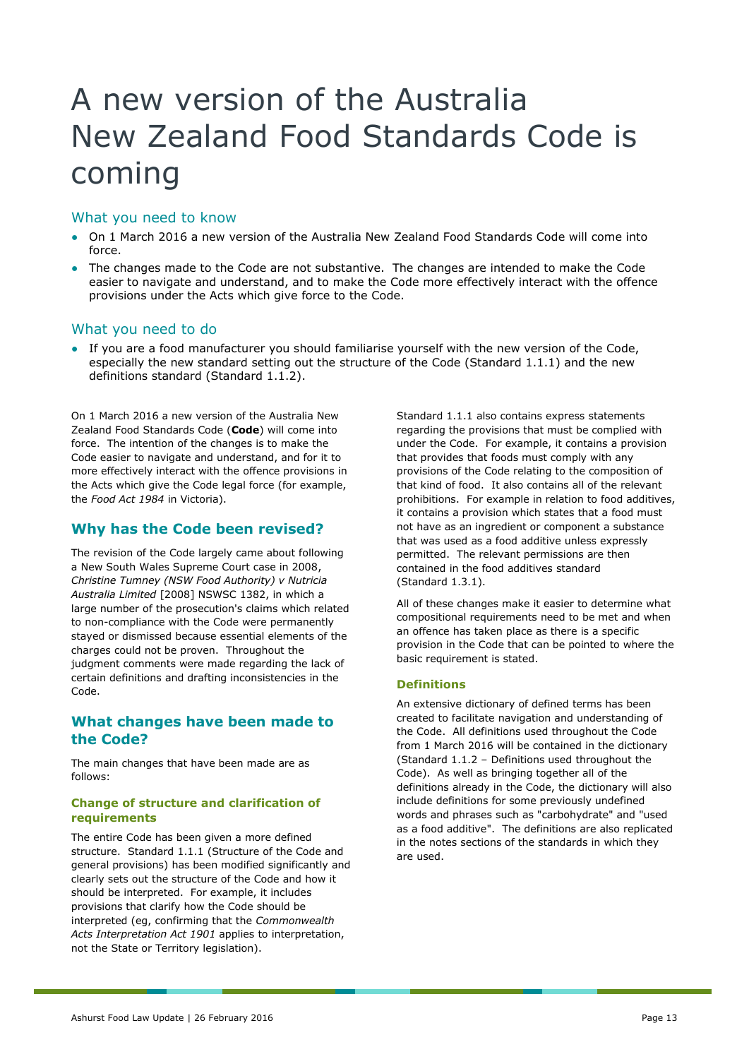# A new version of the Australia New Zealand Food Standards Code is coming

## What you need to know

- On 1 March 2016 a new version of the Australia New Zealand Food Standards Code will come into force.
- The changes made to the Code are not substantive. The changes are intended to make the Code easier to navigate and understand, and to make the Code more effectively interact with the offence provisions under the Acts which give force to the Code.

## What you need to do

- If you are a food manufacturer you should familiarise yourself with the new version of the Code, especially the new standard setting out the structure of the Code (Standard 1.1.1) and the new definitions standard (Standard 1.1.2).

On 1 March 2016 a new version of the Australia New Zealand Food Standards Code (**Code**) will come into force. The intention of the changes is to make the Code easier to navigate and understand, and for it to more effectively interact with the offence provisions in the Acts which give the Code legal force (for example, the *Food Act 1984* in Victoria).

## Why has the Code been revised?

The revision of the Code largely came about following a New South Wales Supreme Court case in 2008, *Christine Tumney (NSW Food Authority) v Nutricia Australia Limited* [2008] NSWSC 1382, in which a large number of the prosecution's claims which related to non-compliance with the Code were permanently stayed or dismissed because essential elements of the charges could not be proven. Throughout the judgment comments were made regarding the lack of certain definitions and drafting inconsistencies in the Code.

## What changes have been made to the Code?

The main changes that have been made are as follows:

### Change of structure and clarification of requirements

The entire Code has been given a more defined structure. Standard 1.1.1 (Structure of the Code and general provisions) has been modified significantly and clearly sets out the structure of the Code and how it should be interpreted. For example, it includes provisions that clarify how the Code should be interpreted (eg, confirming that the *Commonwealth Acts Interpretation Act 1901* applies to interpretation, not the State or Territory legislation).

Standard 1.1.1 also contains express statements regarding the provisions that must be complied with under the Code. For example, it contains a provision that provides that foods must comply with any provisions of the Code relating to the composition of that kind of food. It also contains all of the relevant prohibitions. For example in relation to food additives, it contains a provision which states that a food must not have as an ingredient or component a substance that was used as a food additive unless expressly permitted. The relevant permissions are then contained in the food additives standard (Standard 1.3.1).

All of these changes make it easier to determine what compositional requirements need to be met and when an offence has taken place as there is a specific provision in the Code that can be pointed to where the basic requirement is stated.

### Definitions

An extensive dictionary of defined terms has been created to facilitate navigation and understanding of the Code. All definitions used throughout the Code from 1 March 2016 will be contained in the dictionary (Standard 1.1.2 – Definitions used throughout the Code). As well as bringing together all of the definitions already in the Code, the dictionary will also include definitions for some previously undefined words and phrases such as "carbohydrate" and "used as a food additive". The definitions are also replicated in the notes sections of the standards in which they are used.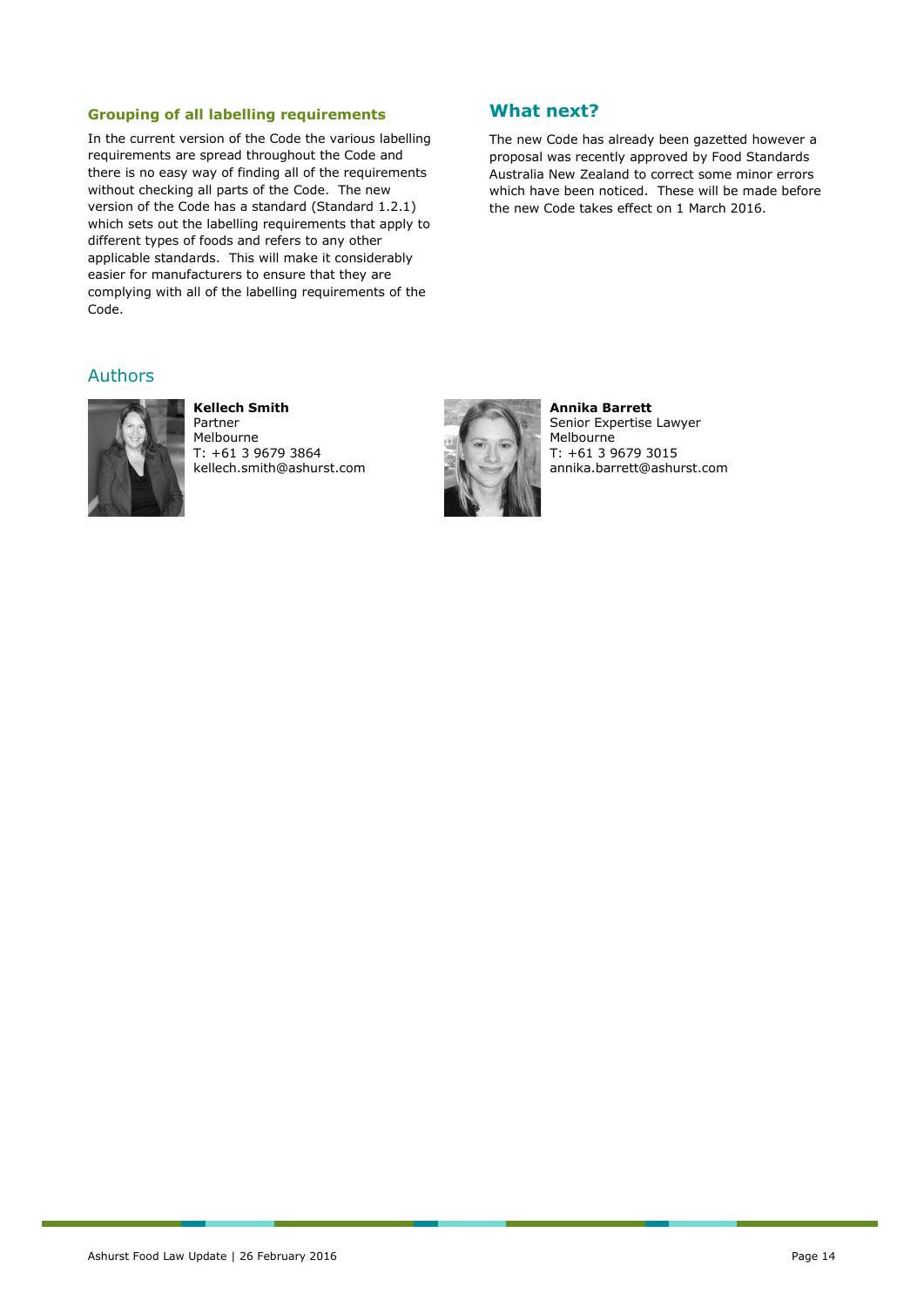### Grouping of all labelling requirements

In the current version of the Code the various labelling requirements are spread throughout the Code and there is no easy way of finding all of the requirements without checking all parts of the Code. The new version of the Code has a standard (Standard 1.2.1) which sets out the labelling requirements that apply to different types of foods and refers to any other applicable standards. This will make it considerably easier for manufacturers to ensure that they are complying with all of the labelling requirements of the Code.

## What next?

The new Code has already been gazetted however a proposal was recently approved by Food Standards Australia New Zealand to correct some minor errors which have been noticed. These will be made before the new Code takes effect on 1 March 2016.

## Authors

**Kellech Smith**
Partner
Melbourne
T: +61 3 9679 3864
kellech.smith@ashurst.com

**Annika Barrett**
Senior Expertise Lawyer
Melbourne
T: +61 3 9679 3015
annika.barrett@ashurst.com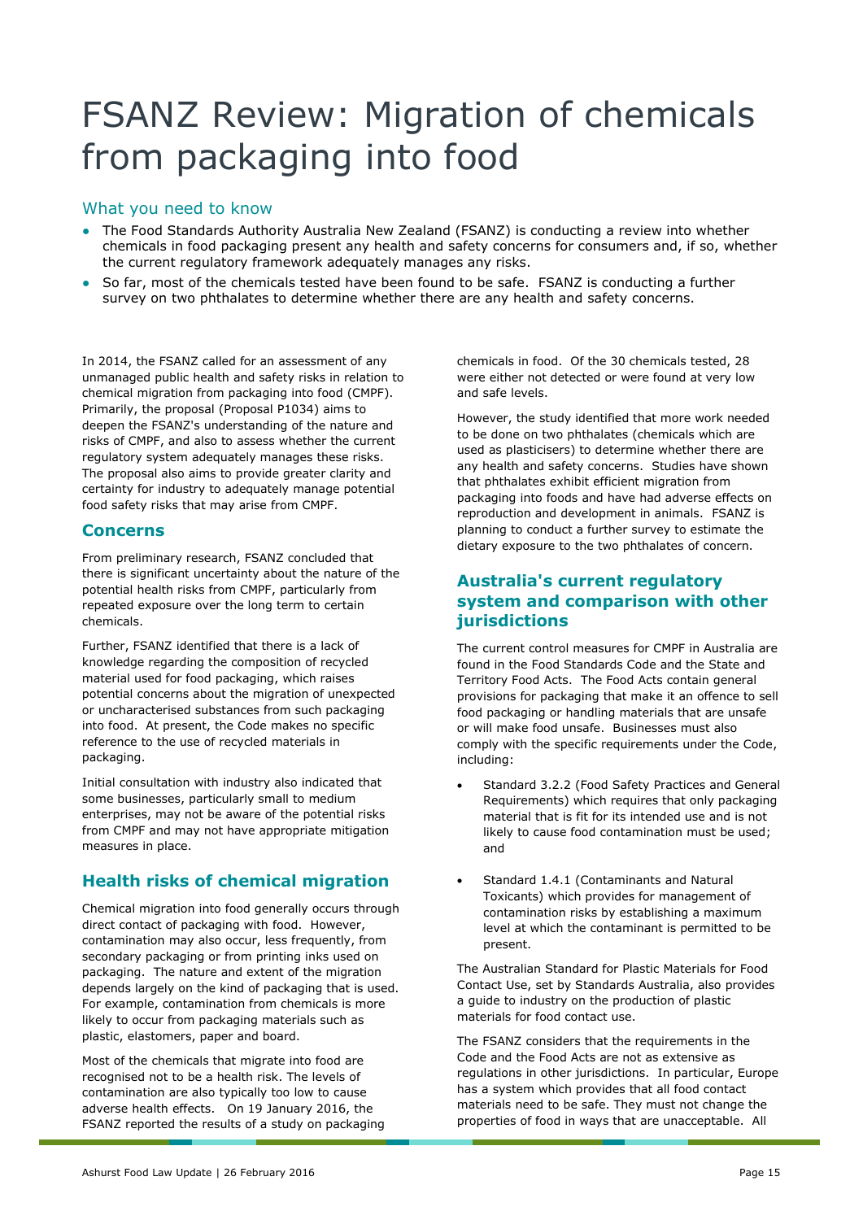# FSANZ Review: Migration of chemicals from packaging into food

## What you need to know

- The Food Standards Authority Australia New Zealand (FSANZ) is conducting a review into whether chemicals in food packaging present any health and safety concerns for consumers and, if so, whether the current regulatory framework adequately manages any risks.
- So far, most of the chemicals tested have been found to be safe. FSANZ is conducting a further survey on two phthalates to determine whether there are any health and safety concerns.

In 2014, the FSANZ called for an assessment of any unmanaged public health and safety risks in relation to chemical migration from packaging into food (CMPF). Primarily, the proposal (Proposal P1034) aims to deepen the FSANZ's understanding of the nature and risks of CMPF, and also to assess whether the current regulatory system adequately manages these risks. The proposal also aims to provide greater clarity and certainty for industry to adequately manage potential food safety risks that may arise from CMPF.

## Concerns

From preliminary research, FSANZ concluded that there is significant uncertainty about the nature of the potential health risks from CMPF, particularly from repeated exposure over the long term to certain chemicals.

Further, FSANZ identified that there is a lack of knowledge regarding the composition of recycled material used for food packaging, which raises potential concerns about the migration of unexpected or uncharacterised substances from such packaging into food. At present, the Code makes no specific reference to the use of recycled materials in packaging.

Initial consultation with industry also indicated that some businesses, particularly small to medium enterprises, may not be aware of the potential risks from CMPF and may not have appropriate mitigation measures in place.

## Health risks of chemical migration

Chemical migration into food generally occurs through direct contact of packaging with food. However, contamination may also occur, less frequently, from secondary packaging or from printing inks used on packaging. The nature and extent of the migration depends largely on the kind of packaging that is used. For example, contamination from chemicals is more likely to occur from packaging materials such as plastic, elastomers, paper and board.

Most of the chemicals that migrate into food are recognised not to be a health risk. The levels of contamination are also typically too low to cause adverse health effects. On 19 January 2016, the FSANZ reported the results of a study on packaging chemicals in food. Of the 30 chemicals tested, 28 were either not detected or were found at very low and safe levels.

However, the study identified that more work needed to be done on two phthalates (chemicals which are used as plasticisers) to determine whether there are any health and safety concerns. Studies have shown that phthalates exhibit efficient migration from packaging into foods and have had adverse effects on reproduction and development in animals. FSANZ is planning to conduct a further survey to estimate the dietary exposure to the two phthalates of concern.

## Australia's current regulatory system and comparison with other jurisdictions

The current control measures for CMPF in Australia are found in the Food Standards Code and the State and Territory Food Acts. The Food Acts contain general provisions for packaging that make it an offence to sell food packaging or handling materials that are unsafe or will make food unsafe. Businesses must also comply with the specific requirements under the Code, including:

- Standard 3.2.2 (Food Safety Practices and General Requirements) which requires that only packaging material that is fit for its intended use and is not likely to cause food contamination must be used; and
- Standard 1.4.1 (Contaminants and Natural Toxicants) which provides for management of contamination risks by establishing a maximum level at which the contaminant is permitted to be present.

The Australian Standard for Plastic Materials for Food Contact Use, set by Standards Australia, also provides a guide to industry on the production of plastic materials for food contact use.

The FSANZ considers that the requirements in the Code and the Food Acts are not as extensive as regulations in other jurisdictions. In particular, Europe has a system which provides that all food contact materials need to be safe. They must not change the properties of food in ways that are unacceptable. All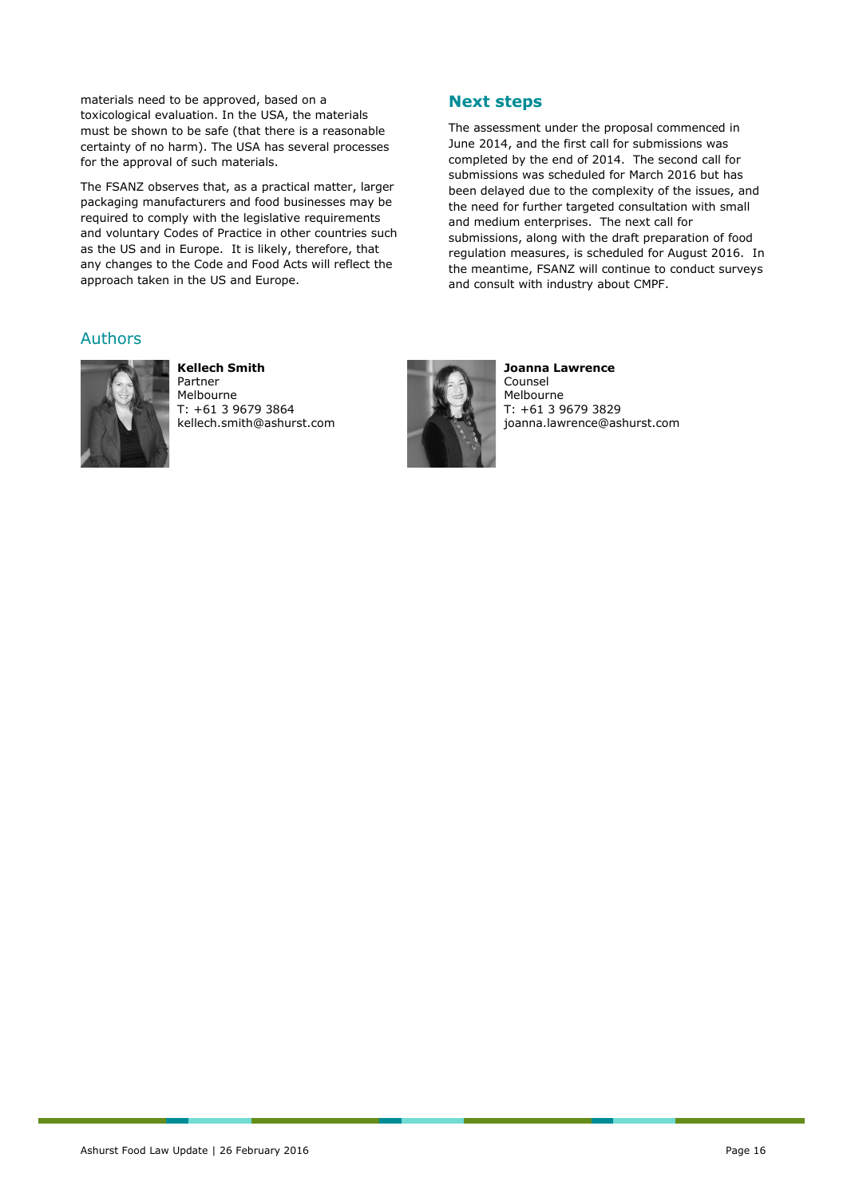materials need to be approved, based on a toxicological evaluation. In the USA, the materials must be shown to be safe (that there is a reasonable certainty of no harm). The USA has several processes for the approval of such materials.

The FSANZ observes that, as a practical matter, larger packaging manufacturers and food businesses may be required to comply with the legislative requirements and voluntary Codes of Practice in other countries such as the US and in Europe. It is likely, therefore, that any changes to the Code and Food Acts will reflect the approach taken in the US and Europe.

## Next steps

The assessment under the proposal commenced in June 2014, and the first call for submissions was completed by the end of 2014. The second call for submissions was scheduled for March 2016 but has been delayed due to the complexity of the issues, and the need for further targeted consultation with small and medium enterprises. The next call for submissions, along with the draft preparation of food regulation measures, is scheduled for August 2016. In the meantime, FSANZ will continue to conduct surveys and consult with industry about CMPF.

## Authors

**Kellech Smith**
Partner
Melbourne
T: +61 3 9679 3864
kellech.smith@ashurst.com

**Joanna Lawrence**
Counsel
Melbourne
T: +61 3 9679 3829
joanna.lawrence@ashurst.com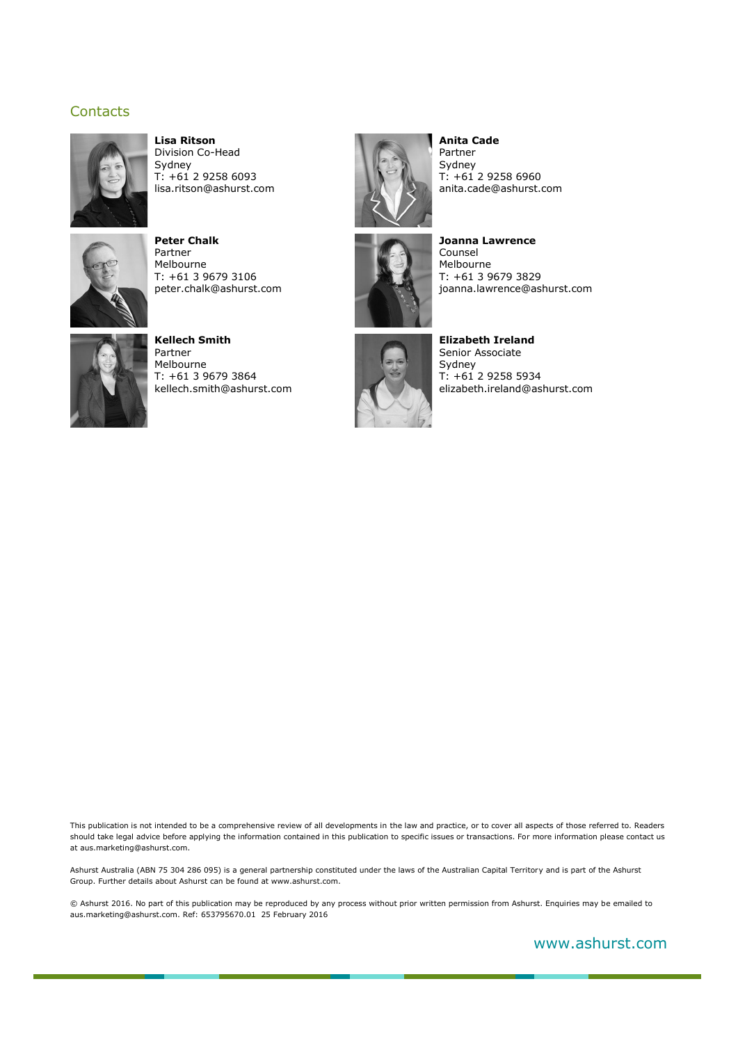## Contacts

**Lisa Ritson**
Division Co-Head
Sydney
T: +61 2 9258 6093
lisa.ritson@ashurst.com

**Anita Cade**
Partner
Sydney
T: +61 2 9258 6960
anita.cade@ashurst.com

**Peter Chalk**
Partner
Melbourne
T: +61 3 9679 3106
peter.chalk@ashurst.com

**Joanna Lawrence**
Counsel
Melbourne
T: +61 3 9679 3829
joanna.lawrence@ashurst.com

**Kellech Smith**
Partner
Melbourne
T: +61 3 9679 3864
kellech.smith@ashurst.com

**Elizabeth Ireland**
Senior Associate
Sydney
T: +61 2 9258 5934
elizabeth.ireland@ashurst.com

This publication is not intended to be a comprehensive review of all developments in the law and practice, or to cover all aspects of those referred to. Readers should take legal advice before applying the information contained in this publication to specific issues or transactions. For more information please contact us at aus.marketing@ashurst.com.

Ashurst Australia (ABN 75 304 286 095) is a general partnership constituted under the laws of the Australian Capital Territory and is part of the Ashurst Group. Further details about Ashurst can be found at www.ashurst.com.

© Ashurst 2016. No part of this publication may be reproduced by any process without prior written permission from Ashurst. Enquiries may be emailed to aus.marketing@ashurst.com. Ref: 653795670.01 25 February 2016

www.ashurst.com